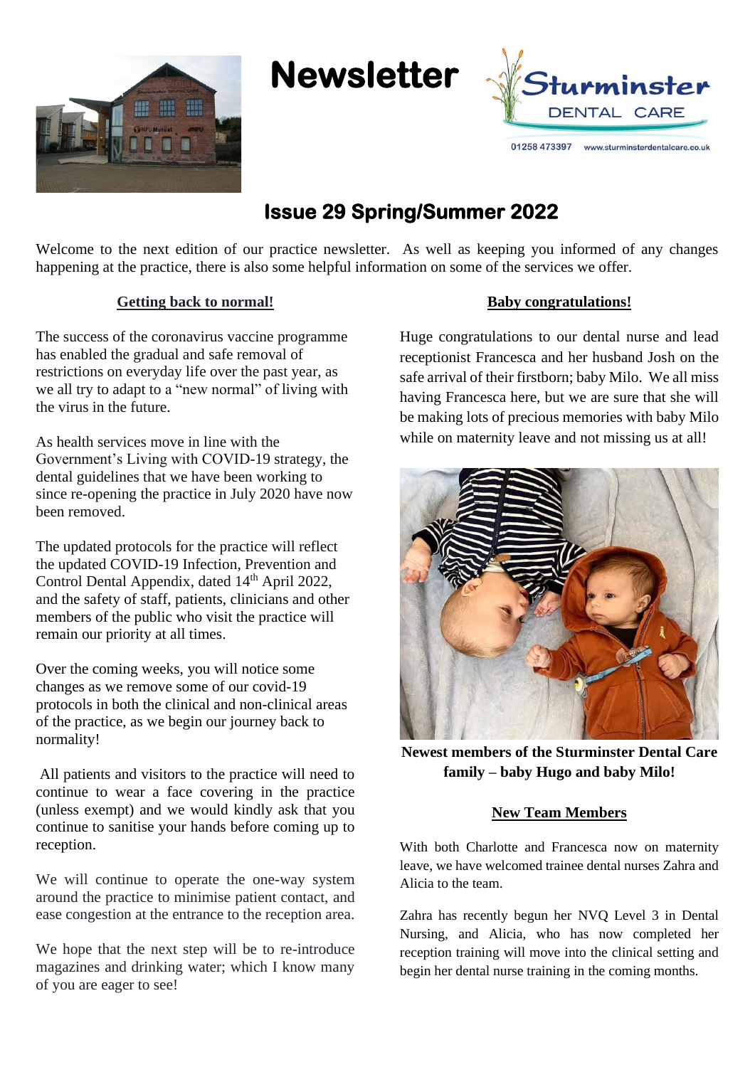# Newsletter

Sturminster DENTAL CARE

01258 473397 www.sturminsterdentalcare.co.uk

## Issue 29 Spring/Summer 2022

Welcome to the next edition of our practice newsletter. As well as keeping you informed of any changes happening at the practice, there is also some helpful information on some of the services we offer.

### Getting back to normal!

The success of the coronavirus vaccine programme has enabled the gradual and safe removal of restrictions on everyday life over the past year, as we all try to adapt to a "new normal" of living with the virus in the future.

As health services move in line with the Government's Living with COVID-19 strategy, the dental guidelines that we have been working to since re-opening the practice in July 2020 have now been removed.

The updated protocols for the practice will reflect the updated COVID-19 Infection, Prevention and Control Dental Appendix, dated 14th April 2022, and the safety of staff, patients, clinicians and other members of the public who visit the practice will remain our priority at all times.

Over the coming weeks, you will notice some changes as we remove some of our covid-19 protocols in both the clinical and non-clinical areas of the practice, as we begin our journey back to normality!

All patients and visitors to the practice will need to continue to wear a face covering in the practice (unless exempt) and we would kindly ask that you continue to sanitise your hands before coming up to reception.

We will continue to operate the one-way system around the practice to minimise patient contact, and ease congestion at the entrance to the reception area.

We hope that the next step will be to re-introduce magazines and drinking water; which I know many of you are eager to see!

### Baby congratulations!

Huge congratulations to our dental nurse and lead receptionist Francesca and her husband Josh on the safe arrival of their firstborn; baby Milo. We all miss having Francesca here, but we are sure that she will be making lots of precious memories with baby Milo while on maternity leave and not missing us at all!

**Newest members of the Sturminster Dental Care family – baby Hugo and baby Milo!**

### New Team Members

With both Charlotte and Francesca now on maternity leave, we have welcomed trainee dental nurses Zahra and Alicia to the team.

Zahra has recently begun her NVQ Level 3 in Dental Nursing, and Alicia, who has now completed her reception training will move into the clinical setting and begin her dental nurse training in the coming months.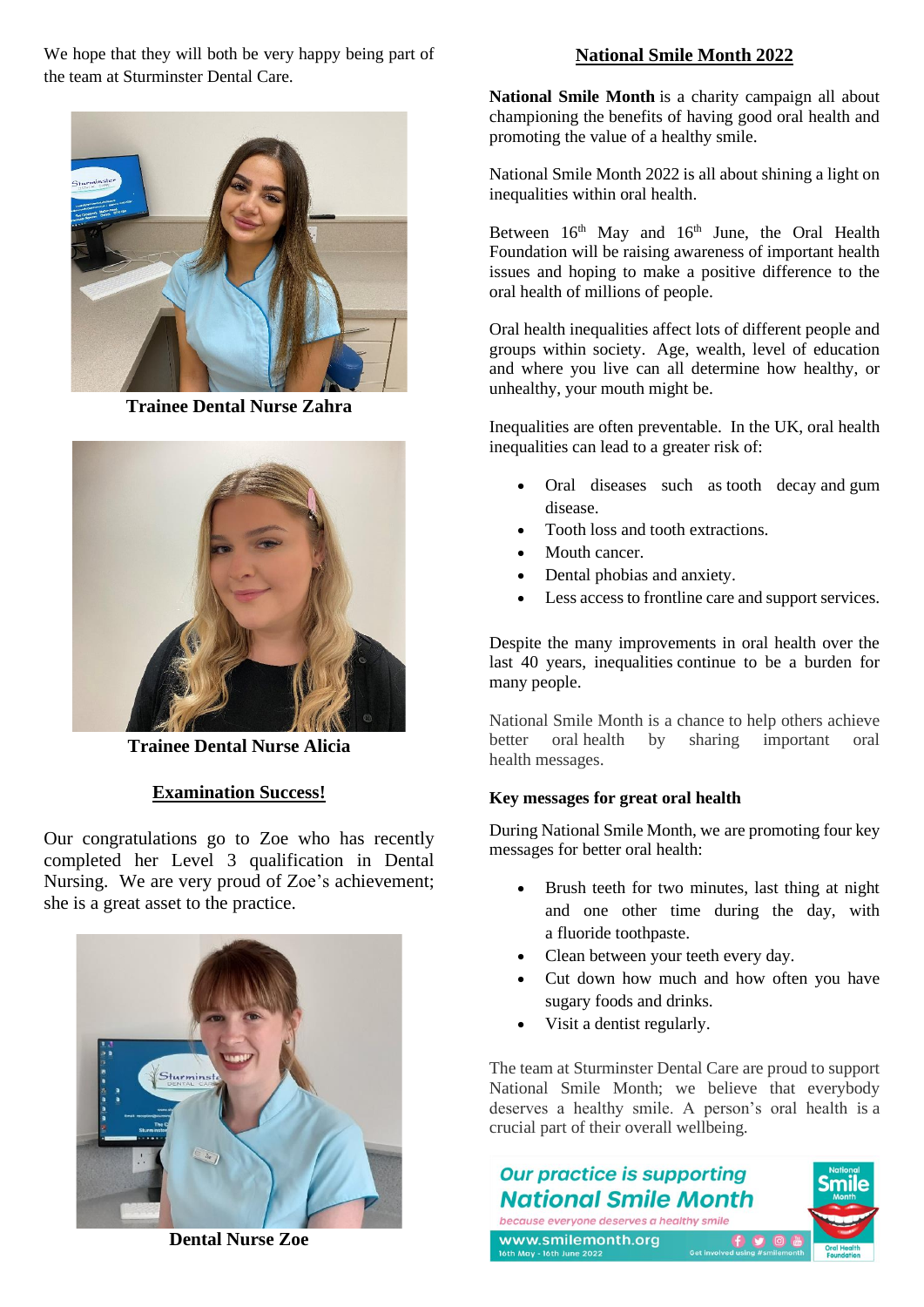We hope that they will both be very happy being part of the team at Sturminster Dental Care.

**Trainee Dental Nurse Zahra**

**Trainee Dental Nurse Alicia**

## Examination Success!

Our congratulations go to Zoe who has recently completed her Level 3 qualification in Dental Nursing. We are very proud of Zoe's achievement; she is a great asset to the practice.

**Dental Nurse Zoe**

## National Smile Month 2022

**National Smile Month** is a charity campaign all about championing the benefits of having good oral health and promoting the value of a healthy smile.

National Smile Month 2022 is all about shining a light on inequalities within oral health.

Between 16th May and 16th June, the Oral Health Foundation will be raising awareness of important health issues and hoping to make a positive difference to the oral health of millions of people.

Oral health inequalities affect lots of different people and groups within society. Age, wealth, level of education and where you live can all determine how healthy, or unhealthy, your mouth might be.

Inequalities are often preventable. In the UK, oral health inequalities can lead to a greater risk of:

- Oral diseases such as tooth decay and gum disease.
- Tooth loss and tooth extractions.
- Mouth cancer.
- Dental phobias and anxiety.
- Less access to frontline care and support services.

Despite the many improvements in oral health over the last 40 years, inequalities continue to be a burden for many people.

National Smile Month is a chance to help others achieve better oral health by sharing important oral health messages.

### Key messages for great oral health

During National Smile Month, we are promoting four key messages for better oral health:

- Brush teeth for two minutes, last thing at night and one other time during the day, with a fluoride toothpaste.
- Clean between your teeth every day.
- Cut down how much and how often you have sugary foods and drinks.
- Visit a dentist regularly.

The team at Sturminster Dental Care are proud to support National Smile Month; we believe that everybody deserves a healthy smile. A person's oral health is a crucial part of their overall wellbeing.

*Our practice is supporting National Smile Month*
*because everyone deserves a healthy smile*
www.smilemonth.org
16th May - 16th June 2022
Get involved using #smilemonth
National Smile Month
Oral Health Foundation